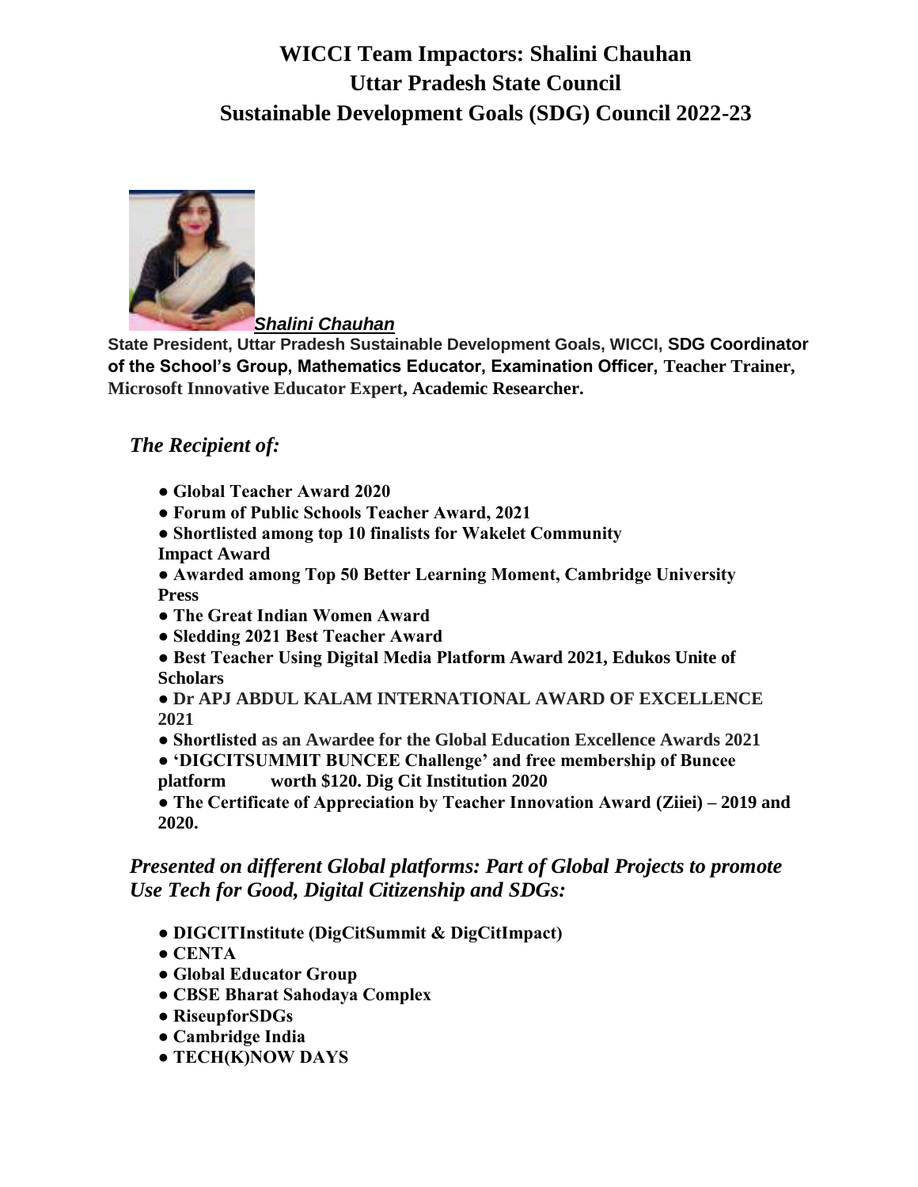# WICCI Team Impactors: Shalini Chauhan
# Uttar Pradesh State Council
# Sustainable Development Goals (SDG) Council 2022-23

***Shalini Chauhan***

**State President, Uttar Pradesh Sustainable Development Goals, WICCI, SDG Coordinator of the School's Group, Mathematics Educator, Examination Officer, Teacher Trainer, Microsoft Innovative Educator Expert, Academic Researcher.**

## *The Recipient of:*

- **Global Teacher Award 2020**
- **Forum of Public Schools Teacher Award, 2021**
- **Shortlisted among top 10 finalists for Wakelet Community Impact Award**
- **Awarded among Top 50 Better Learning Moment, Cambridge University Press**
- **The Great Indian Women Award**
- **Sledding 2021 Best Teacher Award**
- **Best Teacher Using Digital Media Platform Award 2021, Edukos Unite of Scholars**
- **Dr APJ ABDUL KALAM INTERNATIONAL AWARD OF EXCELLENCE 2021**
- **Shortlisted as an Awardee for the Global Education Excellence Awards 2021**
- **'DIGCITSUMMIT BUNCEE Challenge' and free membership of Buncee platform worth $120. Dig Cit Institution 2020**
- **The Certificate of Appreciation by Teacher Innovation Award (Ziiei) – 2019 and 2020.**

## *Presented on different Global platforms: Part of Global Projects to promote Use Tech for Good, Digital Citizenship and SDGs:*

- **DIGCITInstitute (DigCitSummit & DigCitImpact)**
- **CENTA**
- **Global Educator Group**
- **CBSE Bharat Sahodaya Complex**
- **RiseupforSDGs**
- **Cambridge India**
- **TECH(K)NOW DAYS**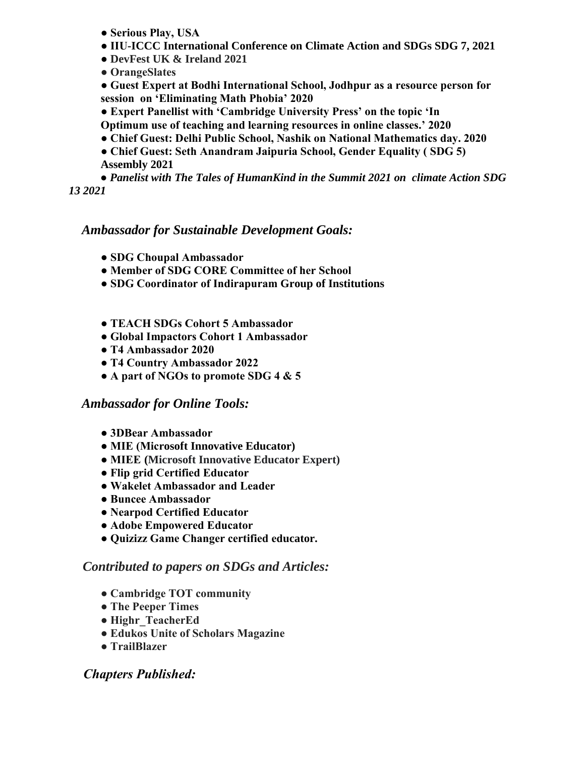- **Serious Play, USA**
- **IIU-ICCC International Conference on Climate Action and SDGs SDG 7, 2021**
- **DevFest UK & Ireland 2021**
- **OrangeSlates**
- **Guest Expert at Bodhi International School, Jodhpur as a resource person for session on 'Eliminating Math Phobia' 2020**
- **Expert Panellist with 'Cambridge University Press' on the topic 'In Optimum use of teaching and learning resources in online classes.' 2020**
- **Chief Guest: Delhi Public School, Nashik on National Mathematics day. 2020**
- **Chief Guest: Seth Anandram Jaipuria School, Gender Equality ( SDG 5) Assembly 2021**
- ***Panelist with The Tales of HumanKind in the Summit 2021 on climate Action SDG 13 2021***

### *Ambassador for Sustainable Development Goals:*

- **SDG Choupal Ambassador**
- **Member of SDG CORE Committee of her School**
- **SDG Coordinator of Indirapuram Group of Institutions**

- **TEACH SDGs Cohort 5 Ambassador**
- **Global Impactors Cohort 1 Ambassador**
- **T4 Ambassador 2020**
- **T4 Country Ambassador 2022**
- **A part of NGOs to promote SDG 4 & 5**

### *Ambassador for Online Tools:*

- **3DBear Ambassador**
- **MIE (Microsoft Innovative Educator)**
- **MIEE (Microsoft Innovative Educator Expert)**
- **Flip grid Certified Educator**
- **Wakelet Ambassador and Leader**
- **Buncee Ambassador**
- **Nearpod Certified Educator**
- **Adobe Empowered Educator**
- **Quizizz Game Changer certified educator.**

### *Contributed to papers on SDGs and Articles:*

- **Cambridge TOT community**
- **The Peeper Times**
- **Highr_TeacherEd**
- **Edukos Unite of Scholars Magazine**
- **TrailBlazer**

### *Chapters Published:*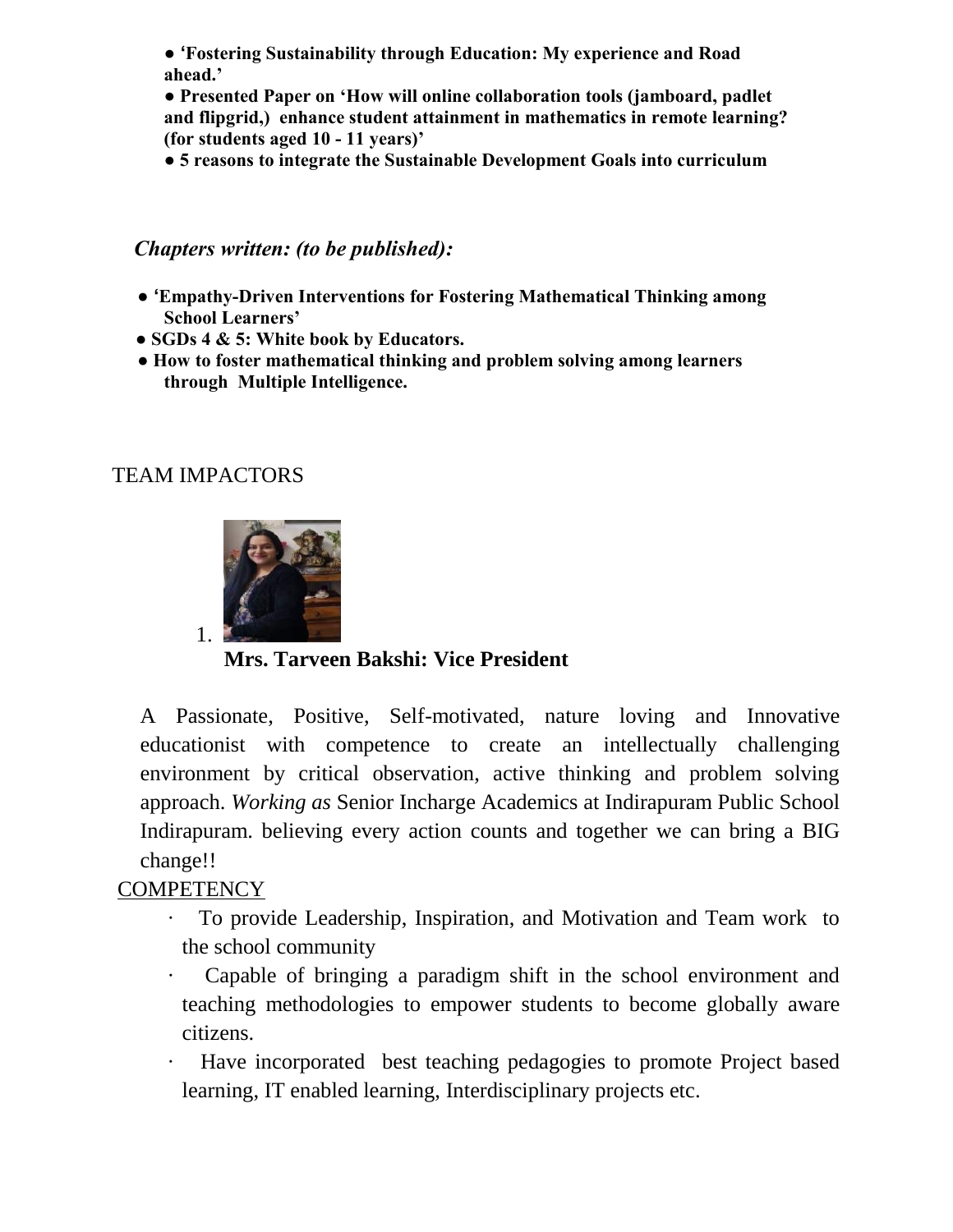- **'Fostering Sustainability through Education: My experience and Road ahead.'**
- **Presented Paper on 'How will online collaboration tools (jamboard, padlet and flipgrid,) enhance student attainment in mathematics in remote learning? (for students aged 10 - 11 years)'**
- **5 reasons to integrate the Sustainable Development Goals into curriculum**

***Chapters written: (to be published):***

- **'Empathy-Driven Interventions for Fostering Mathematical Thinking among School Learners'**
- **SGDs 4 & 5: White book by Educators.**
- **How to foster mathematical thinking and problem solving among learners through Multiple Intelligence.**

TEAM IMPACTORS

1. **Mrs. Tarveen Bakshi: Vice President**

A Passionate, Positive, Self-motivated, nature loving and Innovative educationist with competence to create an intellectually challenging environment by critical observation, active thinking and problem solving approach. *Working as* Senior Incharge Academics at Indirapuram Public School Indirapuram. believing every action counts and together we can bring a BIG change!!

<u>COMPETENCY</u>

- To provide Leadership, Inspiration, and Motivation and Team work to the school community
- Capable of bringing a paradigm shift in the school environment and teaching methodologies to empower students to become globally aware citizens.
- Have incorporated best teaching pedagogies to promote Project based learning, IT enabled learning, Interdisciplinary projects etc.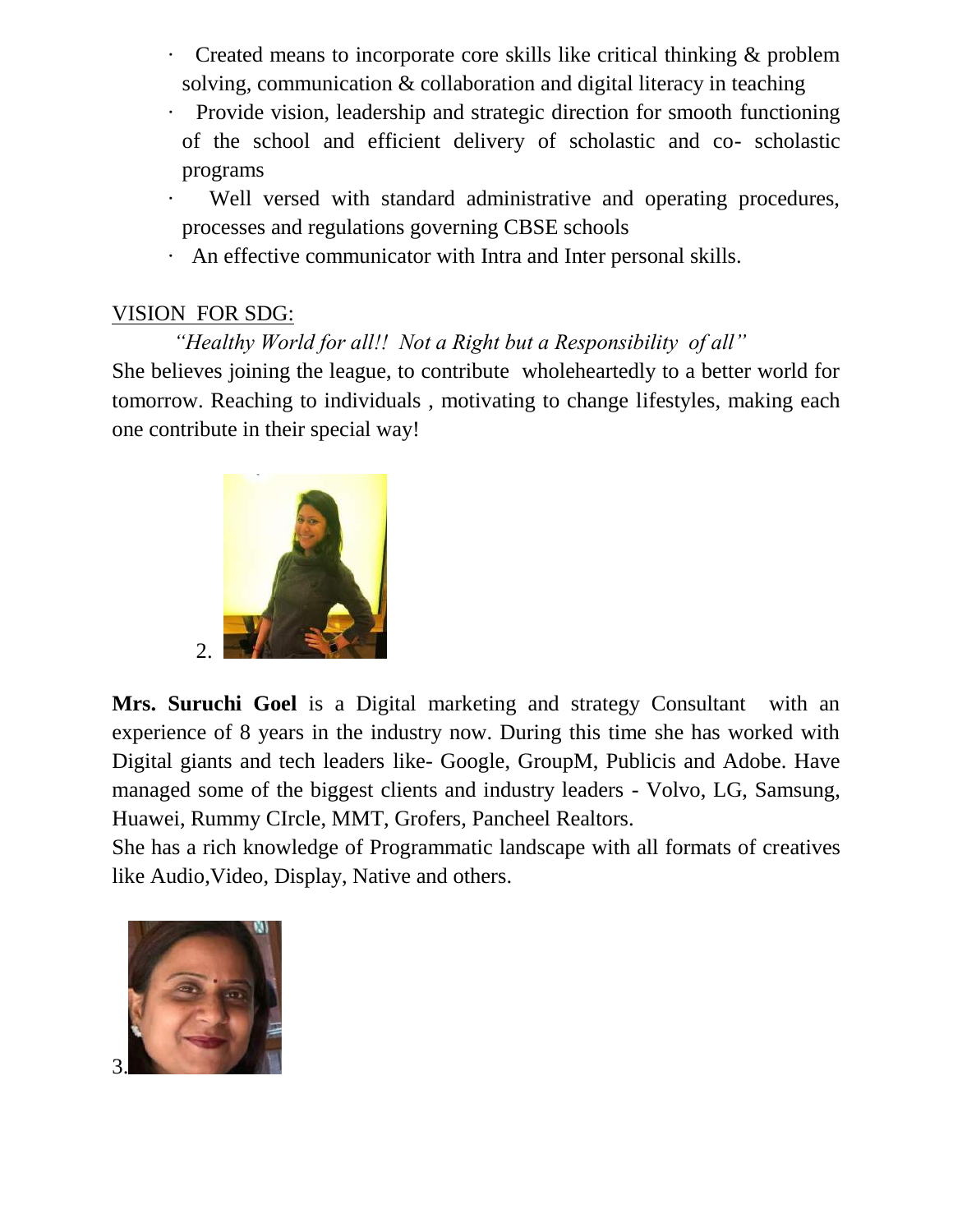- Created means to incorporate core skills like critical thinking & problem solving, communication & collaboration and digital literacy in teaching
- Provide vision, leadership and strategic direction for smooth functioning of the school and efficient delivery of scholastic and co- scholastic programs
- Well versed with standard administrative and operating procedures, processes and regulations governing CBSE schools
- An effective communicator with Intra and Inter personal skills.

VISION FOR SDG:

*"Healthy World for all!! Not a Right but a Responsibility of all"*

She believes joining the league, to contribute wholeheartedly to a better world for tomorrow. Reaching to individuals , motivating to change lifestyles, making each one contribute in their special way!

2.

**Mrs. Suruchi Goel** is a Digital marketing and strategy Consultant with an experience of 8 years in the industry now. During this time she has worked with Digital giants and tech leaders like- Google, GroupM, Publicis and Adobe. Have managed some of the biggest clients and industry leaders - Volvo, LG, Samsung, Huawei, Rummy CIrcle, MMT, Grofers, Pancheel Realtors.

She has a rich knowledge of Programmatic landscape with all formats of creatives like Audio,Video, Display, Native and others.

3.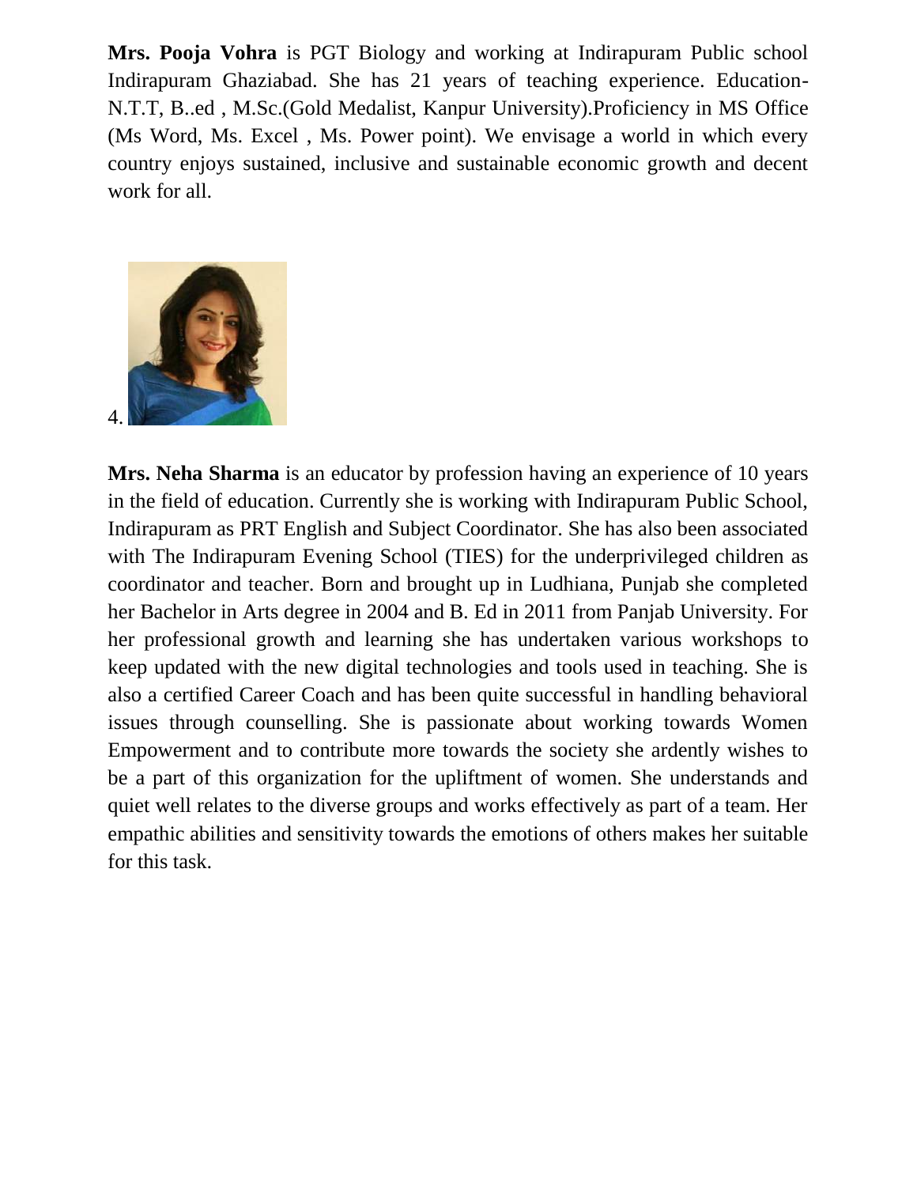**Mrs. Pooja Vohra** is PGT Biology and working at Indirapuram Public school Indirapuram Ghaziabad. She has 21 years of teaching experience. Education- N.T.T, B..ed , M.Sc.(Gold Medalist, Kanpur University).Proficiency in MS Office (Ms Word, Ms. Excel , Ms. Power point). We envisage a world in which every country enjoys sustained, inclusive and sustainable economic growth and decent work for all.

4.

**Mrs. Neha Sharma** is an educator by profession having an experience of 10 years in the field of education. Currently she is working with Indirapuram Public School, Indirapuram as PRT English and Subject Coordinator. She has also been associated with The Indirapuram Evening School (TIES) for the underprivileged children as coordinator and teacher. Born and brought up in Ludhiana, Punjab she completed her Bachelor in Arts degree in 2004 and B. Ed in 2011 from Panjab University. For her professional growth and learning she has undertaken various workshops to keep updated with the new digital technologies and tools used in teaching. She is also a certified Career Coach and has been quite successful in handling behavioral issues through counselling. She is passionate about working towards Women Empowerment and to contribute more towards the society she ardently wishes to be a part of this organization for the upliftment of women. She understands and quiet well relates to the diverse groups and works effectively as part of a team. Her empathic abilities and sensitivity towards the emotions of others makes her suitable for this task.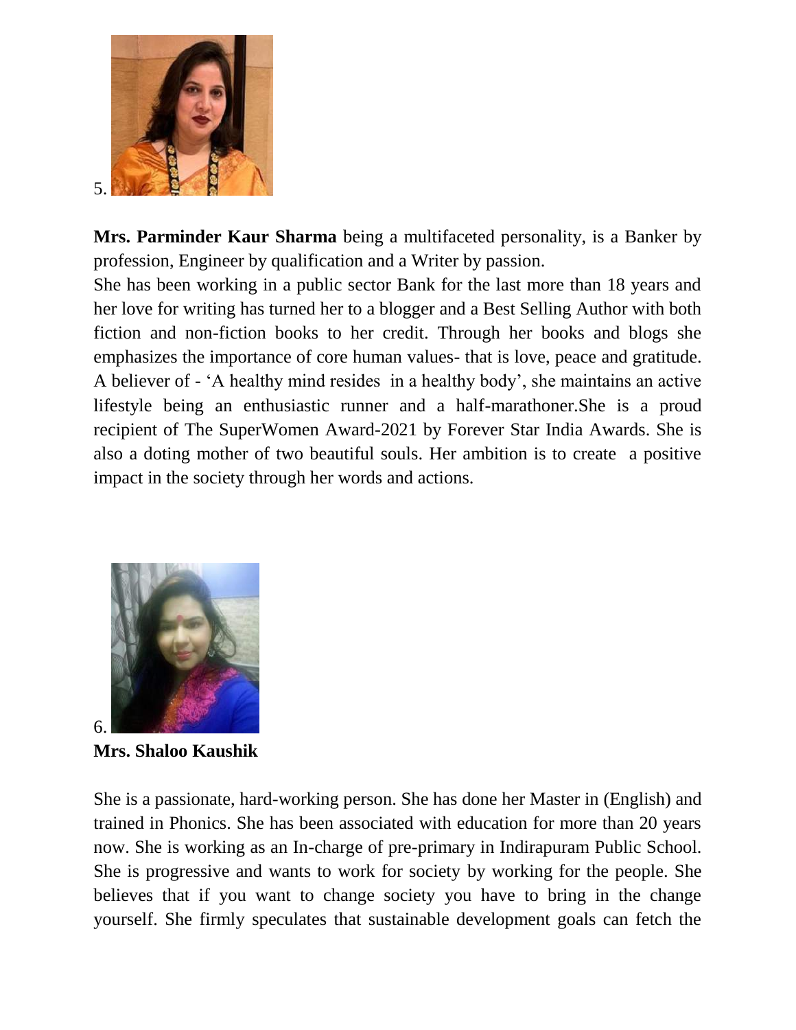5.

**Mrs. Parminder Kaur Sharma** being a multifaceted personality, is a Banker by profession, Engineer by qualification and a Writer by passion.
She has been working in a public sector Bank for the last more than 18 years and her love for writing has turned her to a blogger and a Best Selling Author with both fiction and non-fiction books to her credit. Through her books and blogs she emphasizes the importance of core human values- that is love, peace and gratitude. A believer of - 'A healthy mind resides in a healthy body', she maintains an active lifestyle being an enthusiastic runner and a half-marathoner.She is a proud recipient of The SuperWomen Award-2021 by Forever Star India Awards. She is also a doting mother of two beautiful souls. Her ambition is to create a positive impact in the society through her words and actions.

6.

**Mrs. Shaloo Kaushik**

She is a passionate, hard-working person. She has done her Master in (English) and trained in Phonics. She has been associated with education for more than 20 years now. She is working as an In-charge of pre-primary in Indirapuram Public School. She is progressive and wants to work for society by working for the people. She believes that if you want to change society you have to bring in the change yourself. She firmly speculates that sustainable development goals can fetch the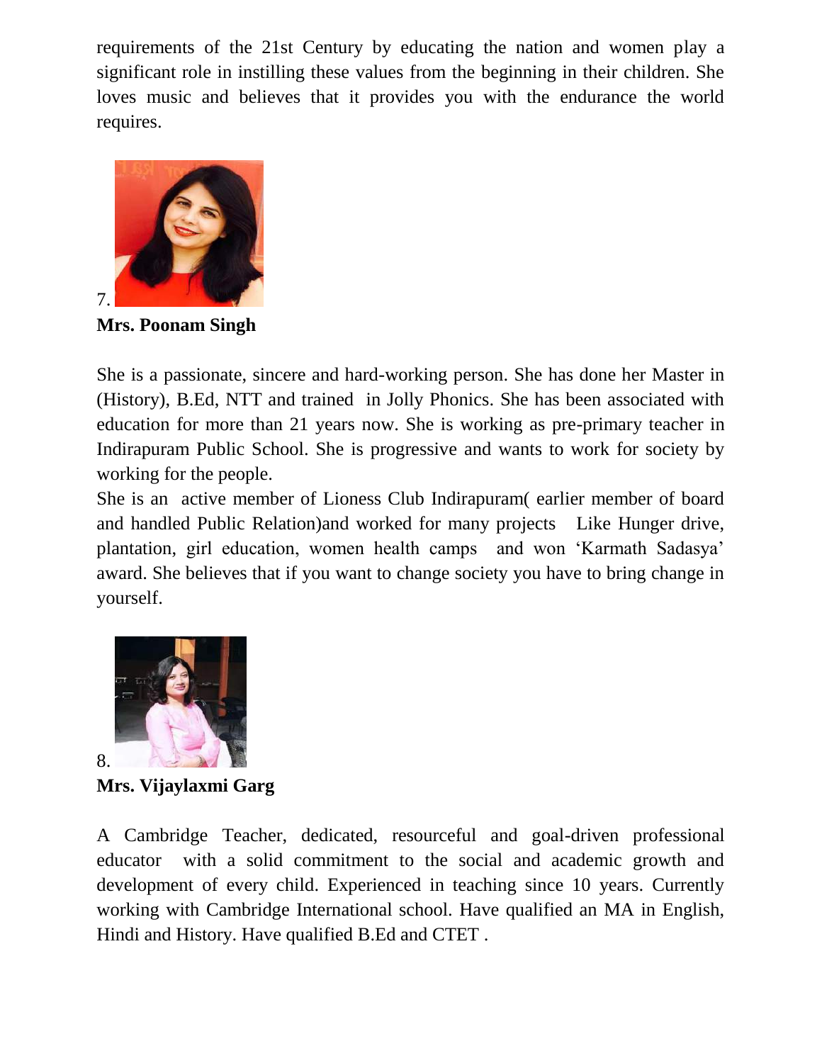requirements of the 21st Century by educating the nation and women play a significant role in instilling these values from the beginning in their children. She loves music and believes that it provides you with the endurance the world requires.

7.

**Mrs. Poonam Singh**

She is a passionate, sincere and hard-working person. She has done her Master in (History), B.Ed, NTT and trained in Jolly Phonics. She has been associated with education for more than 21 years now. She is working as pre-primary teacher in Indirapuram Public School. She is progressive and wants to work for society by working for the people.

She is an active member of Lioness Club Indirapuram( earlier member of board and handled Public Relation)and worked for many projects Like Hunger drive, plantation, girl education, women health camps and won 'Karmath Sadasya' award. She believes that if you want to change society you have to bring change in yourself.

8.

**Mrs. Vijaylaxmi Garg**

A Cambridge Teacher, dedicated, resourceful and goal-driven professional educator with a solid commitment to the social and academic growth and development of every child. Experienced in teaching since 10 years. Currently working with Cambridge International school. Have qualified an MA in English, Hindi and History. Have qualified B.Ed and CTET .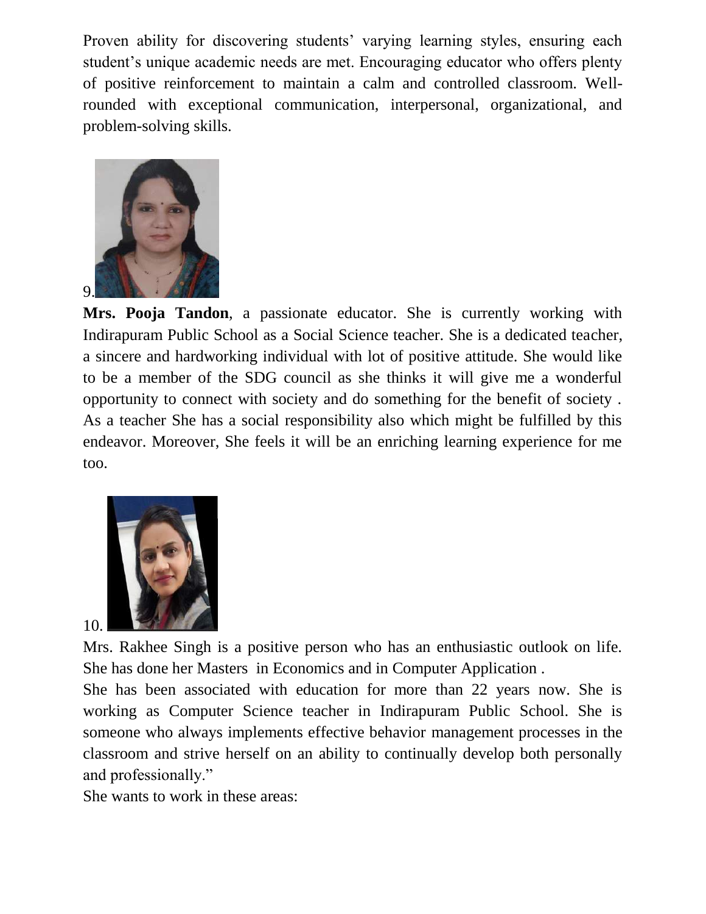Proven ability for discovering students' varying learning styles, ensuring each student's unique academic needs are met. Encouraging educator who offers plenty of positive reinforcement to maintain a calm and controlled classroom. Well-rounded with exceptional communication, interpersonal, organizational, and problem-solving skills.

9.

**Mrs. Pooja Tandon**, a passionate educator. She is currently working with Indirapuram Public School as a Social Science teacher. She is a dedicated teacher, a sincere and hardworking individual with lot of positive attitude. She would like to be a member of the SDG council as she thinks it will give me a wonderful opportunity to connect with society and do something for the benefit of society . As a teacher She has a social responsibility also which might be fulfilled by this endeavor. Moreover, She feels it will be an enriching learning experience for me too.

10.

Mrs. Rakhee Singh is a positive person who has an enthusiastic outlook on life. She has done her Masters in Economics and in Computer Application .

She has been associated with education for more than 22 years now. She is working as Computer Science teacher in Indirapuram Public School. She is someone who always implements effective behavior management processes in the classroom and strive herself on an ability to continually develop both personally and professionally."

She wants to work in these areas: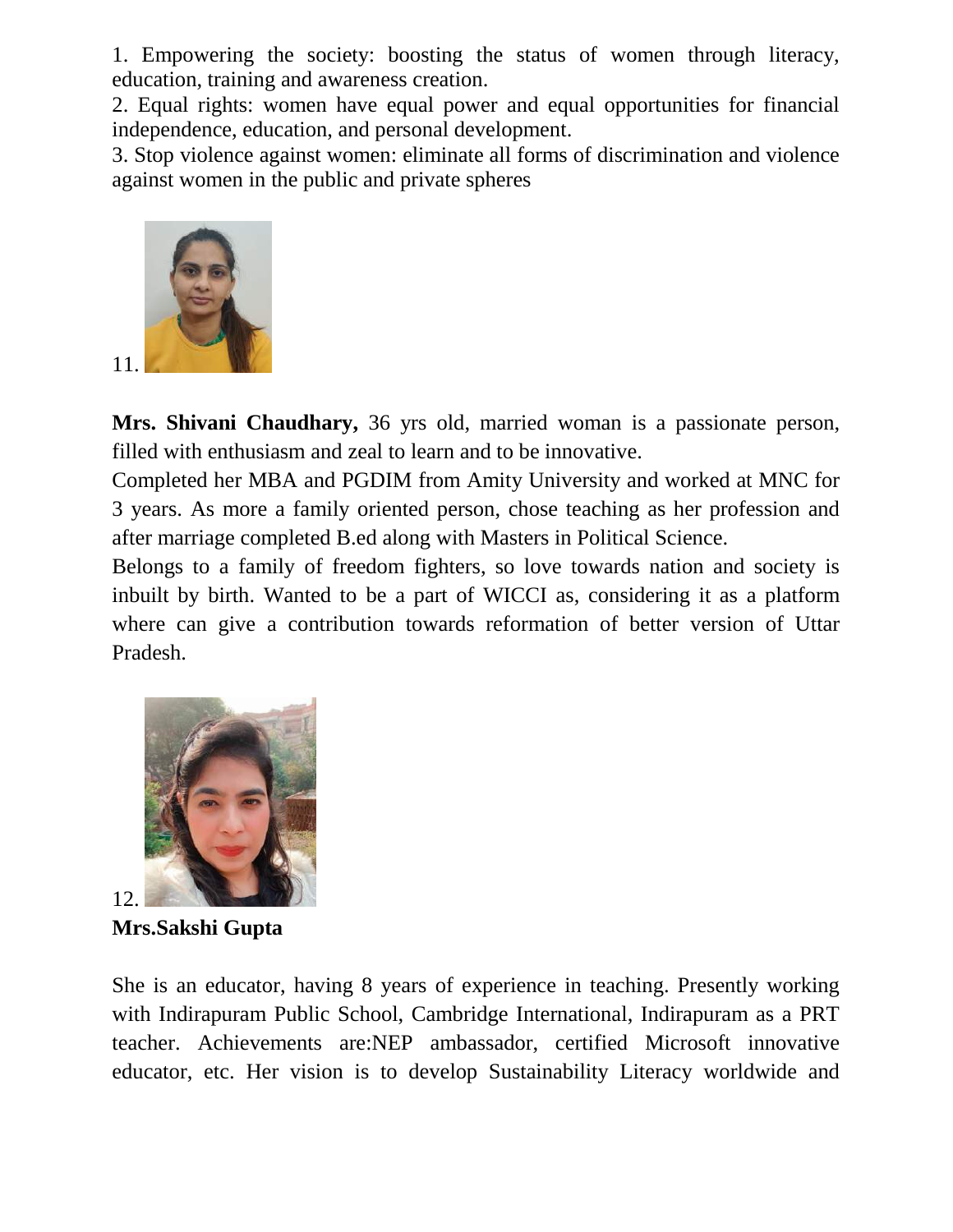1. Empowering the society: boosting the status of women through literacy, education, training and awareness creation.
2. Equal rights: women have equal power and equal opportunities for financial independence, education, and personal development.
3. Stop violence against women: eliminate all forms of discrimination and violence against women in the public and private spheres

11.

**Mrs. Shivani Chaudhary,** 36 yrs old, married woman is a passionate person, filled with enthusiasm and zeal to learn and to be innovative.
Completed her MBA and PGDIM from Amity University and worked at MNC for 3 years. As more a family oriented person, chose teaching as her profession and after marriage completed B.ed along with Masters in Political Science.
Belongs to a family of freedom fighters, so love towards nation and society is inbuilt by birth. Wanted to be a part of WICCI as, considering it as a platform where can give a contribution towards reformation of better version of Uttar Pradesh.

12.
**Mrs.Sakshi Gupta**

She is an educator, having 8 years of experience in teaching. Presently working with Indirapuram Public School, Cambridge International, Indirapuram as a PRT teacher. Achievements are:NEP ambassador, certified Microsoft innovative educator, etc. Her vision is to develop Sustainability Literacy worldwide and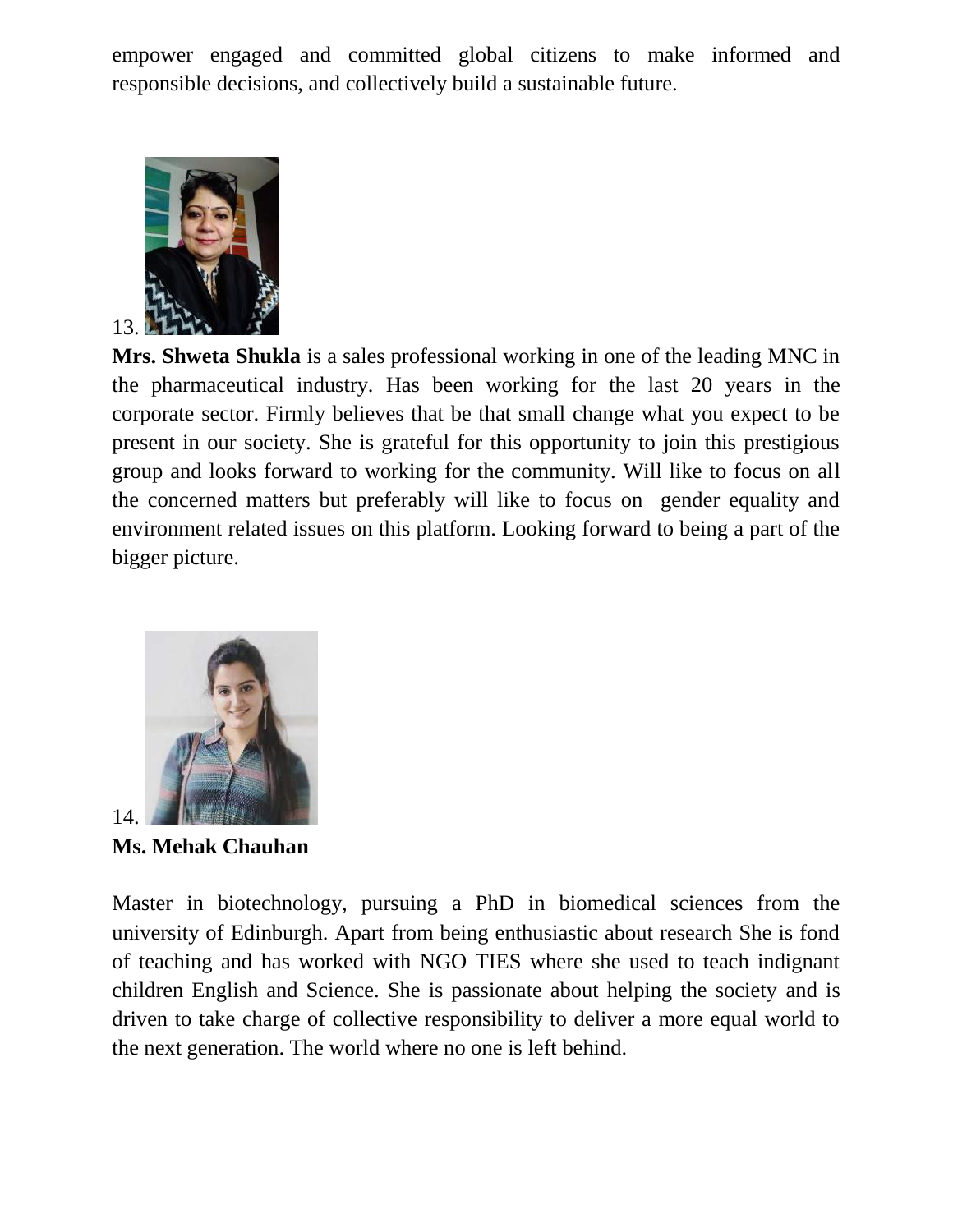empower engaged and committed global citizens to make informed and responsible decisions, and collectively build a sustainable future.

13.

**Mrs. Shweta Shukla** is a sales professional working in one of the leading MNC in the pharmaceutical industry. Has been working for the last 20 years in the corporate sector. Firmly believes that be that small change what you expect to be present in our society. She is grateful for this opportunity to join this prestigious group and looks forward to working for the community. Will like to focus on all the concerned matters but preferably will like to focus on gender equality and environment related issues on this platform. Looking forward to being a part of the bigger picture.

14.

**Ms. Mehak Chauhan**

Master in biotechnology, pursuing a PhD in biomedical sciences from the university of Edinburgh. Apart from being enthusiastic about research She is fond of teaching and has worked with NGO TIES where she used to teach indignant children English and Science. She is passionate about helping the society and is driven to take charge of collective responsibility to deliver a more equal world to the next generation. The world where no one is left behind.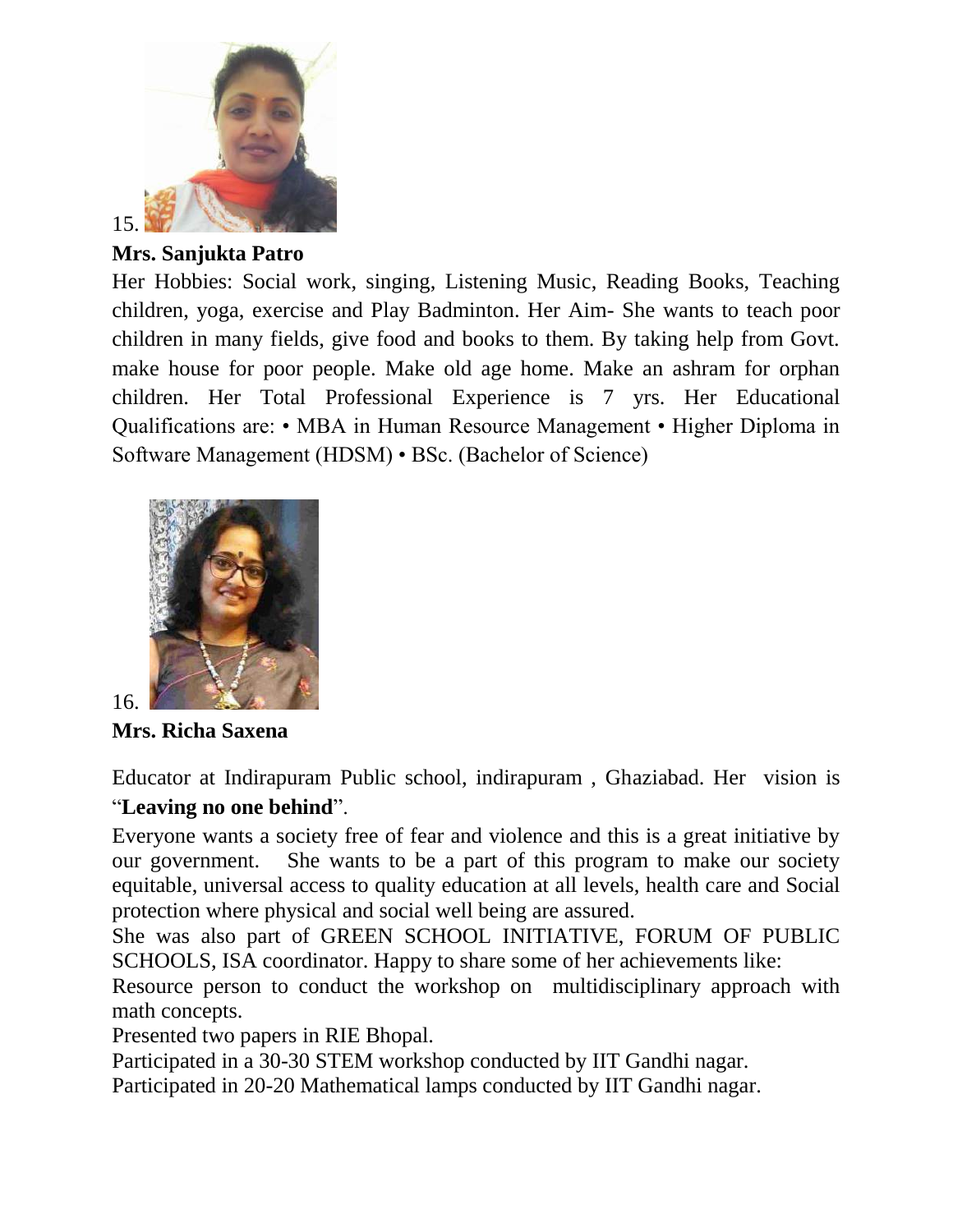15.

**Mrs. Sanjukta Patro**

Her Hobbies: Social work, singing, Listening Music, Reading Books, Teaching children, yoga, exercise and Play Badminton. Her Aim- She wants to teach poor children in many fields, give food and books to them. By taking help from Govt. make house for poor people. Make old age home. Make an ashram for orphan children. Her Total Professional Experience is 7 yrs. Her Educational Qualifications are: • MBA in Human Resource Management • Higher Diploma in Software Management (HDSM) • BSc. (Bachelor of Science)

16.

**Mrs. Richa Saxena**

Educator at Indirapuram Public school, indirapuram , Ghaziabad. Her vision is "**Leaving no one behind**".

Everyone wants a society free of fear and violence and this is a great initiative by our government. She wants to be a part of this program to make our society equitable, universal access to quality education at all levels, health care and Social protection where physical and social well being are assured.

She was also part of GREEN SCHOOL INITIATIVE, FORUM OF PUBLIC SCHOOLS, ISA coordinator. Happy to share some of her achievements like:

Resource person to conduct the workshop on multidisciplinary approach with math concepts.

Presented two papers in RIE Bhopal.

Participated in a 30-30 STEM workshop conducted by IIT Gandhi nagar.

Participated in 20-20 Mathematical lamps conducted by IIT Gandhi nagar.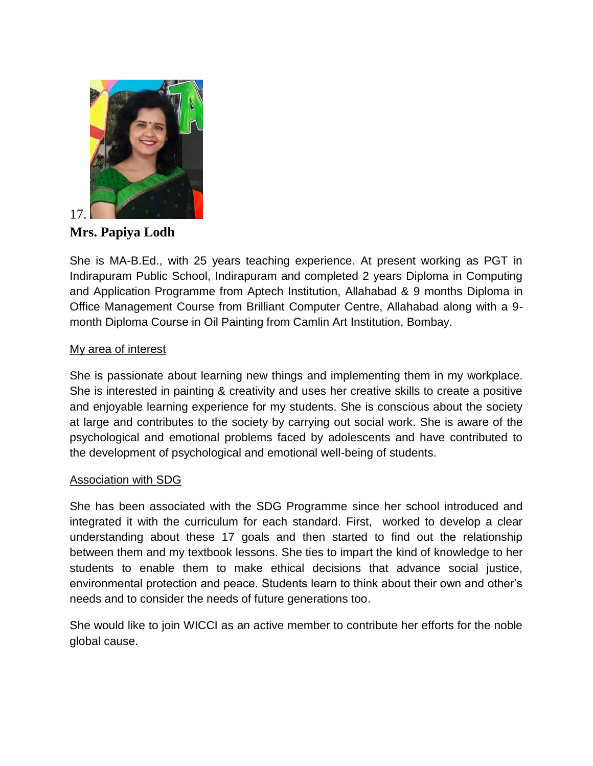17.

**Mrs. Papiya Lodh**

She is MA-B.Ed., with 25 years teaching experience. At present working as PGT in Indirapuram Public School, Indirapuram and completed 2 years Diploma in Computing and Application Programme from Aptech Institution, Allahabad & 9 months Diploma in Office Management Course from Brilliant Computer Centre, Allahabad along with a 9-month Diploma Course in Oil Painting from Camlin Art Institution, Bombay.

<u>My area of interest</u>

She is passionate about learning new things and implementing them in my workplace. She is interested in painting & creativity and uses her creative skills to create a positive and enjoyable learning experience for my students. She is conscious about the society at large and contributes to the society by carrying out social work. She is aware of the psychological and emotional problems faced by adolescents and have contributed to the development of psychological and emotional well-being of students.

<u>Association with SDG</u>

She has been associated with the SDG Programme since her school introduced and integrated it with the curriculum for each standard. First, worked to develop a clear understanding about these 17 goals and then started to find out the relationship between them and my textbook lessons. She ties to impart the kind of knowledge to her students to enable them to make ethical decisions that advance social justice, environmental protection and peace. Students learn to think about their own and other's needs and to consider the needs of future generations too.

She would like to join WICCI as an active member to contribute her efforts for the noble global cause.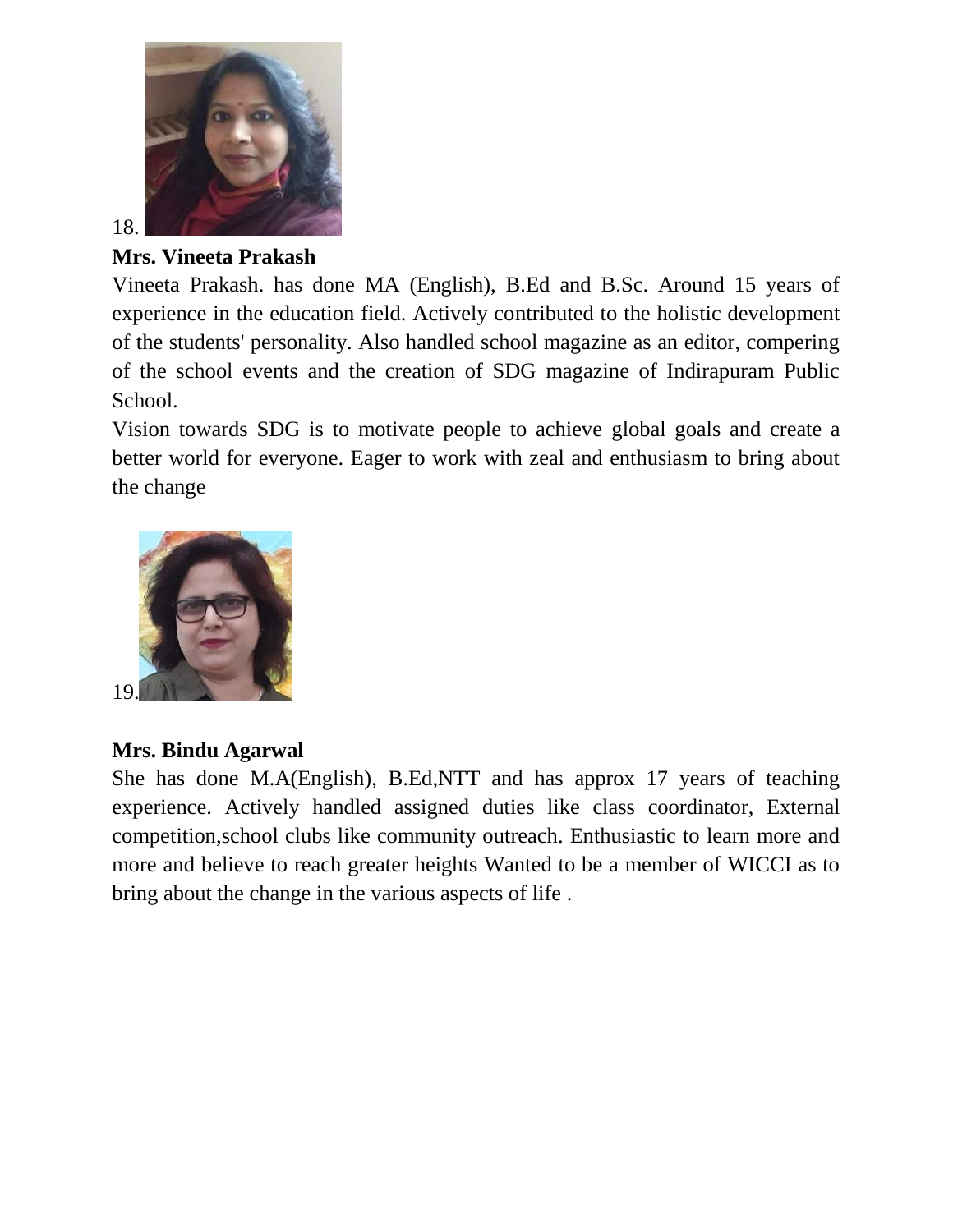18.

**Mrs. Vineeta Prakash**

Vineeta Prakash. has done MA (English), B.Ed and B.Sc. Around 15 years of experience in the education field. Actively contributed to the holistic development of the students' personality. Also handled school magazine as an editor, compering of the school events and the creation of SDG magazine of Indirapuram Public School.

Vision towards SDG is to motivate people to achieve global goals and create a better world for everyone. Eager to work with zeal and enthusiasm to bring about the change

19.

**Mrs. Bindu Agarwal**

She has done M.A(English), B.Ed,NTT and has approx 17 years of teaching experience. Actively handled assigned duties like class coordinator, External competition,school clubs like community outreach. Enthusiastic to learn more and more and believe to reach greater heights Wanted to be a member of WICCI as to bring about the change in the various aspects of life .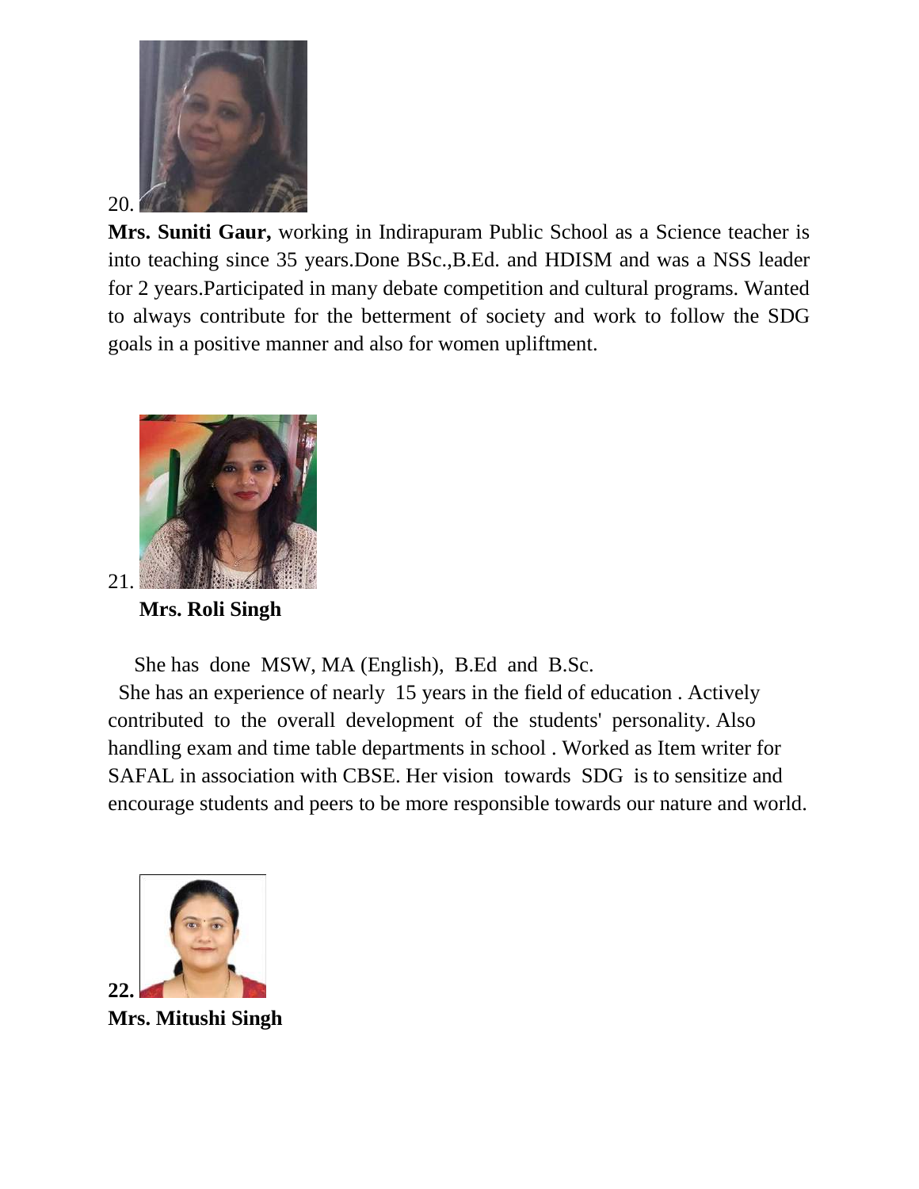20.

**Mrs. Suniti Gaur,** working in Indirapuram Public School as a Science teacher is into teaching since 35 years.Done BSc.,B.Ed. and HDISM and was a NSS leader for 2 years.Participated in many debate competition and cultural programs. Wanted to always contribute for the betterment of society and work to follow the SDG goals in a positive manner and also for women upliftment.

21.

**Mrs. Roli Singh**

She has done MSW, MA (English), B.Ed and B.Sc.
She has an experience of nearly 15 years in the field of education . Actively contributed to the overall development of the students' personality. Also handling exam and time table departments in school . Worked as Item writer for SAFAL in association with CBSE. Her vision towards SDG is to sensitize and encourage students and peers to be more responsible towards our nature and world.

**22.**

**Mrs. Mitushi Singh**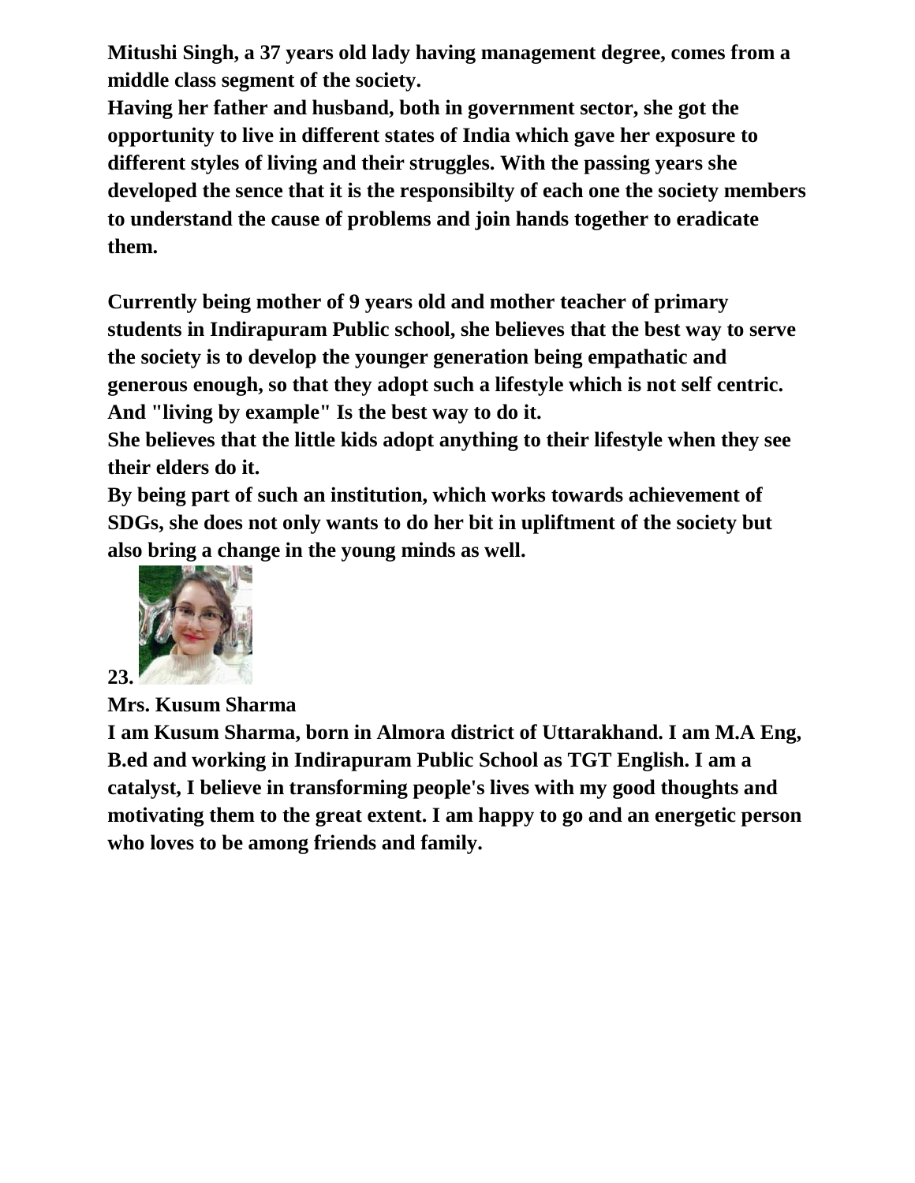**Mitushi Singh, a 37 years old lady having management degree, comes from a middle class segment of the society.**
**Having her father and husband, both in government sector, she got the opportunity to live in different states of India which gave her exposure to different styles of living and their struggles. With the passing years she developed the sence that it is the responsibilty of each one the society members to understand the cause of problems and join hands together to eradicate them.**

**Currently being mother of 9 years old and mother teacher of primary students in Indirapuram Public school, she believes that the best way to serve the society is to develop the younger generation being empathatic and generous enough, so that they adopt such a lifestyle which is not self centric. And "living by example" Is the best way to do it.**
**She believes that the little kids adopt anything to their lifestyle when they see their elders do it.**
**By being part of such an institution, which works towards achievement of SDGs, she does not only wants to do her bit in upliftment of the society but also bring a change in the young minds as well.**

**23.**

**Mrs. Kusum Sharma**
**I am Kusum Sharma, born in Almora district of Uttarakhand. I am M.A Eng, B.ed and working in Indirapuram Public School as TGT English. I am a catalyst, I believe in transforming people's lives with my good thoughts and motivating them to the great extent. I am happy to go and an energetic person who loves to be among friends and family.**